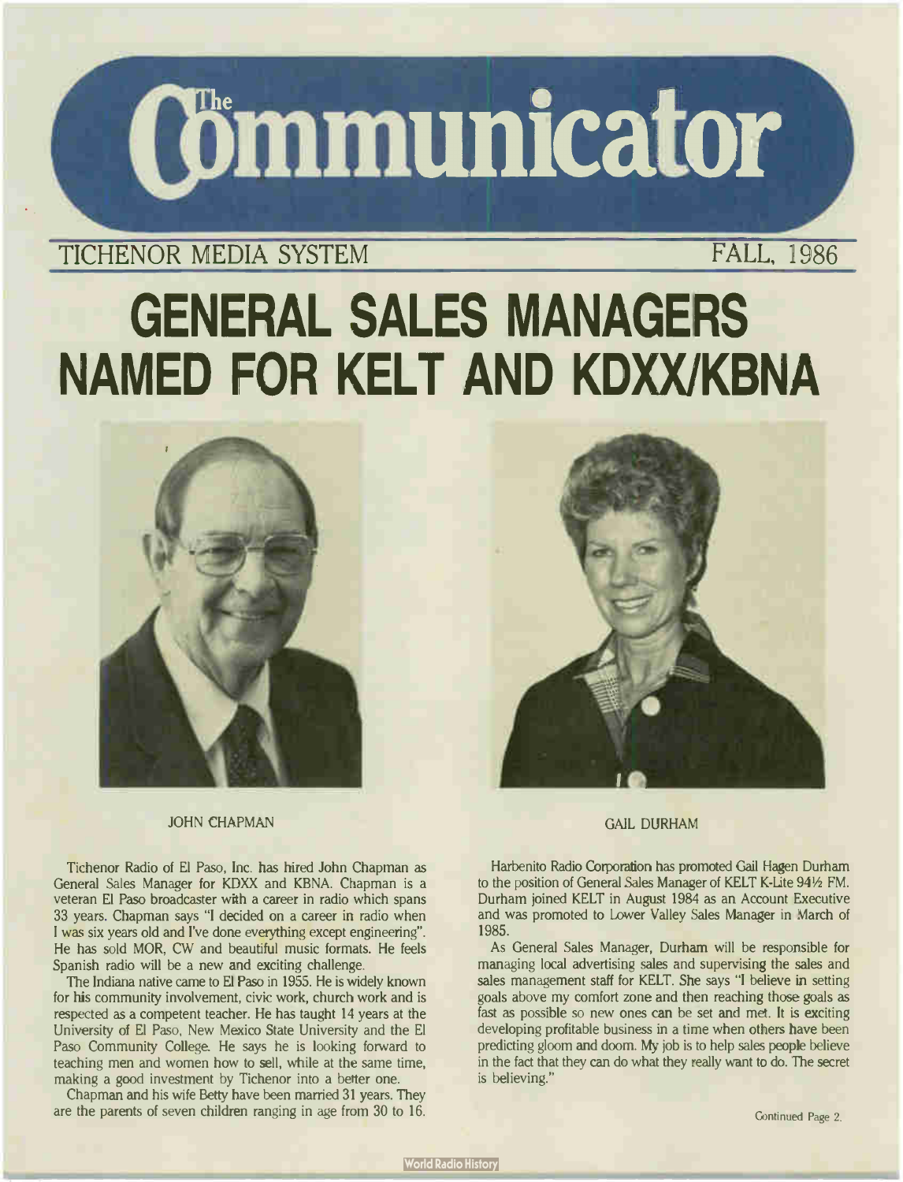# The Communicator

TICHENOR MEDIA SYSTEM — FALL, 1986

# GENERAL SALES MANAGERS NAMED FOR KELT AND KDXX/KBNA

JOHN CHAPMAN

GAIL DURHAM

Tichenor Radio of El Paso, Inc. has hired John Chapman as General Sales Manager for KDXX and KBNA. Chapman is a veteran El Paso broadcaster with a career in radio which spans 33 years. Chapman says "I decided on a career in radio when I was six years old and I've done everything except engineering". He has sold MOR, CW and beautiful music formats. He feels Spanish radio will be a new and exciting challenge.

The Indiana native came to El Paso in 1955. He is widely known for his community involvement, civic work, church work and is respected as a competent teacher. He has taught 14 years at the University of El Paso, New Mexico State University and the El Paso Community College. He says he is looking forward to teaching men and women how to sell, while at the same time, making a good investment by Tichenor into a better one.

Chapman and his wife Betty have been married 31 years. They are the parents of seven children ranging in age from 30 to 16.

Harbenito Radio Corporation has promoted Gail Hagen Durham to the position of General Sales Manager of KELT K-Lite 94½ FM. Durham joined KELT in August 1984 as an Account Executive and was promoted to Lower Valley Sales Manager in March of 1985.

As General Sales Manager, Durham will be responsible for managing local advertising sales and supervising the sales and sales management staff for KELT. She says "I believe in setting goals above my comfort zone and then reaching those goals as fast as possible so new ones can be set and met. It is exciting developing profitable business in a time when others have been predicting gloom and doom. My job is to help sales people believe in the fact that they can do what they really want to do. The secret is believing."

Continued Page 2.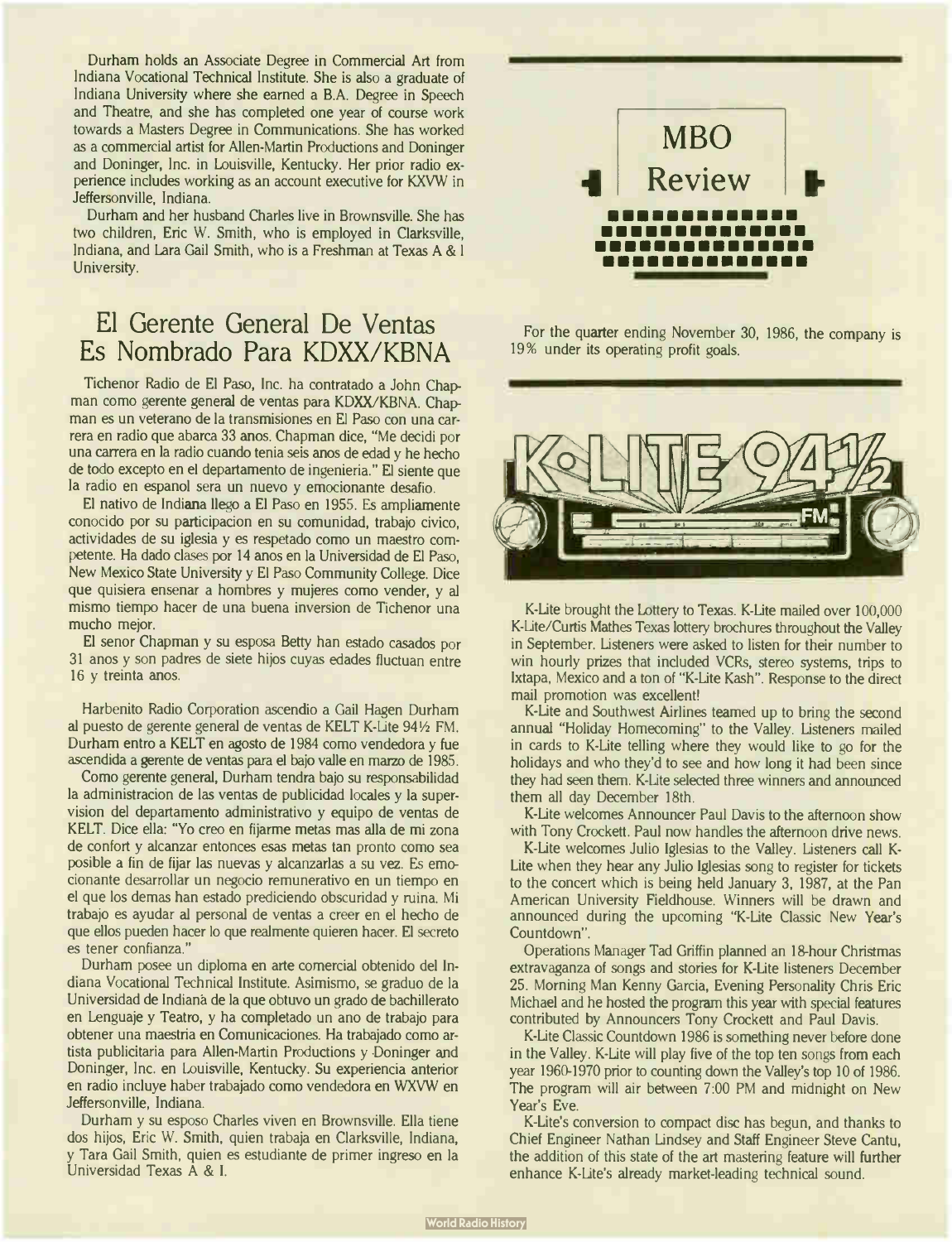Durham holds an Associate Degree in Commercial Art from Indiana Vocational Technical Institute. She is also a graduate of Indiana University where she earned a B.A. Degree in Speech and Theatre, and she has completed one year of course work towards a Masters Degree in Communications. She has worked as a commercial artist for Allen-Martin Productions and Doninger and Doninger, Inc. in Louisville, Kentucky. Her prior radio experience includes working as an account executive for KXVW in Jeffersonville, Indiana.

Durham and her husband Charles live in Brownsville. She has two children, Eric W. Smith, who is employed in Clarksville, Indiana, and Lara Gail Smith, who is a Freshman at Texas A & I University.

## El Gerente General De Ventas Es Nombrado Para KDXX/KBNA

Tichenor Radio de El Paso, Inc. ha contratado a John Chapman como gerente general de ventas para KDXX/KBNA. Chapman es un veterano de la transmisiones en El Paso con una carrera en radio que abarca 33 anos. Chapman dice, "Me decidi por una carrera en la radio cuando tenia seis anos de edad y he hecho de todo excepto en el departamento de ingenieria." El siente que la radio en espanol sera un nuevo y emocionante desafio.

El nativo de Indiana llego a El Paso en 1955. Es ampliamente conocido por su participacion en su comunidad, trabajo civico, actividades de su iglesia y es respetado como un maestro competente. Ha dado clases por 14 anos en la Universidad de El Paso, New Mexico State University y El Paso Community College. Dice que quisiera ensenar a hombres y mujeres como vender, y al mismo tiempo hacer de una buena inversion de Tichenor una mucho mejor.

El senor Chapman y su esposa Betty han estado casados por 31 anos y son padres de siete hijos cuyas edades fluctuan entre 16 y treinta anos.

Harbenito Radio Corporation ascendio a Gail Hagen Durham al puesto de gerente general de ventas de KELT K-Lite 94½ FM. Durham entro a KELT en agosto de 1984 como vendedora y fue ascendida a gerente de ventas para el bajo valle en marzo de 1985.

Como gerente general, Durham tendra bajo su responsabilidad la administracion de las ventas de publicidad locales y la supervision del departamento administrativo y equipo de ventas de KELT. Dice ella: "Yo creo en fijarme metas mas alla de mi zona de confort y alcanzar entonces esas metas tan pronto como sea posible a fin de fijar las nuevas y alcanzarlas a su vez. Es emocionante desarrollar un negocio remunerativo en un tiempo en el que los demas han estado prediciendo obscuridad y ruina. Mi trabajo es ayudar al personal de ventas a creer en el hecho de que ellos pueden hacer lo que realmente quieren hacer. El secreto es tener confianza."

Durham posee un diploma en arte comercial obtenido del Indiana Vocational Technical Institute. Asimismo, se graduo de la Universidad de Indianà de la que obtuvo un grado de bachillerato en Lenguaje y Teatro, y ha completado un ano de trabajo para obtener una maestria en Comunicaciones. Ha trabajado como artista publicitaria para Allen-Martin Productions y Doninger and Doninger, Inc. en Louisville, Kentucky. Su experiencia anterior en radio incluye haber trabajado como vendedora en WXVW en Jeffersonville, Indiana.

Durham y su esposo Charles viven en Brownsville. Ella tiene dos hijos, Eric W. Smith, quien trabaja en Clarksville, Indiana, y Tara Gail Smith, quien es estudiante de primer ingreso en la Universidad Texas A & I.

## MBO Review

For the quarter ending November 30, 1986, the company is 19% under its operating profit goals.

## K-LITE 94½ FM

K-Lite brought the Lottery to Texas. K-Lite mailed over 100,000 K-Lite/Curtis Mathes Texas lottery brochures throughout the Valley in September. Listeners were asked to listen for their number to win hourly prizes that included VCRs, stereo systems, trips to Ixtapa, Mexico and a ton of "K-Lite Kash". Response to the direct mail promotion was excellent!

K-Lite and Southwest Airlines teamed up to bring the second annual "Holiday Homecoming" to the Valley. Listeners mailed in cards to K-Lite telling where they would like to go for the holidays and who they'd to see and how long it had been since they had seen them. K-Lite selected three winners and announced them all day December 18th.

K-Lite welcomes Announcer Paul Davis to the afternoon show with Tony Crockett. Paul now handles the afternoon drive news.

K-Lite welcomes Julio Iglesias to the Valley. Listeners call K-Lite when they hear any Julio Iglesias song to register for tickets to the concert which is being held January 3, 1987, at the Pan American University Fieldhouse. Winners will be drawn and announced during the upcoming "K-Lite Classic New Year's Countdown".

Operations Manager Tad Griffin planned an 18-hour Christmas extravaganza of songs and stories for K-Lite listeners December 25. Morning Man Kenny Garcia, Evening Personality Chris Eric Michael and he hosted the program this year with special features contributed by Announcers Tony Crockett and Paul Davis.

K-Lite Classic Countdown 1986 is something never before done in the Valley. K-Lite will play five of the top ten songs from each year 1960-1970 prior to counting down the Valley's top 10 of 1986. The program will air between 7:00 PM and midnight on New Year's Eve.

K-Lite's conversion to compact disc has begun, and thanks to Chief Engineer Nathan Lindsey and Staff Engineer Steve Cantu, the addition of this state of the art mastering feature will further enhance K-Lite's already market-leading technical sound.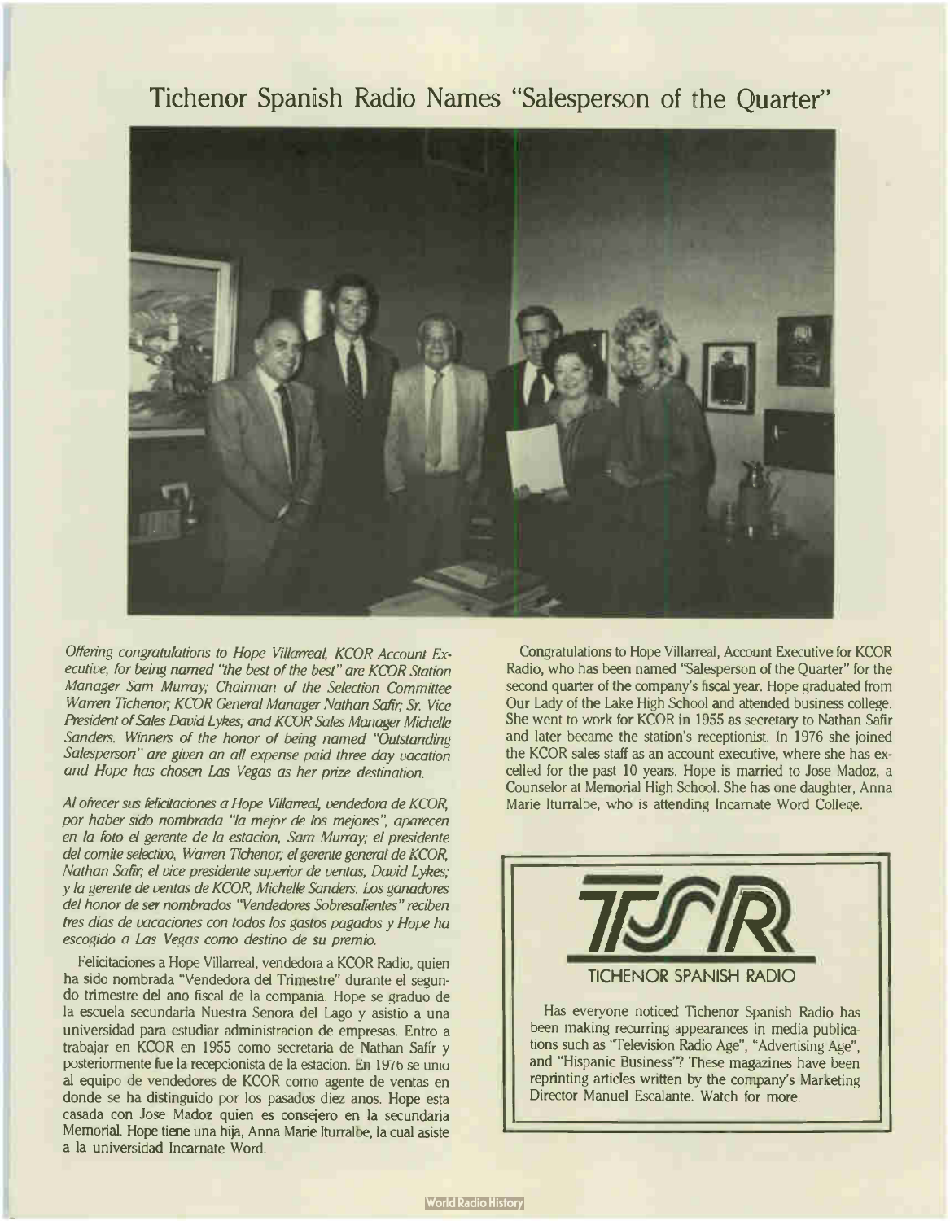# Tichenor Spanish Radio Names "Salesperson of the Quarter"

*Offering congratulations to Hope Villarreal, KCOR Account Executive, for being named "the best of the best" are KCOR Station Manager Sam Murray; Chairman of the Selection Committee Warren Tichenor; KCOR General Manager Nathan Safir; Sr. Vice President of Sales David Lykes; and KCOR Sales Manager Michelle Sanders. Winners of the honor of being named "Outstanding Salesperson" are given an all expense paid three day vacation and Hope has chosen Las Vegas as her prize destination.*

*Al ofrecer sus felicitaciones a Hope Villarreal, vendedora de KCOR, por haber sido nombrada "la mejor de los mejores", aparecen en la foto el gerente de la estacion, Sam Murray; el presidente del comite selectivo, Warren Tichenor; el gerente general de KCOR, Nathan Safir; el vice presidente superior de ventas, David Lykes; y la gerente de ventas de KCOR, Michelle Sanders. Los ganadores del honor de ser nombrados "Vendedores Sobresalientes" reciben tres dias de vacaciones con todos los gastos pagados y Hope ha escogido a Las Vegas como destino de su premio.*

Felicitaciones a Hope Villarreal, vendedora a KCOR Radio, quien ha sido nombrada "Vendedora del Trimestre" durante el segundo trimestre del ano fiscal de la compania. Hope se graduo de la escuela secundaria Nuestra Senora del Lago y asistio a una universidad para estudiar administracion de empresas. Entro a trabajar en KCOR en 1955 como secretaria de Nathan Safir y posteriormente fue la recepcionista de la estacion. En 1976 se unio al equipo de vendedores de KCOR como agente de ventas en donde se ha distinguido por los pasados diez anos. Hope esta casada con Jose Madoz quien es consejero en la secundaria Memorial. Hope tiene una hija, Anna Marie Iturralbe, la cual asiste a la universidad Incarnate Word.

Congratulations to Hope Villarreal, Account Executive for KCOR Radio, who has been named "Salesperson of the Quarter" for the second quarter of the company's fiscal year. Hope graduated from Our Lady of the Lake High School and attended business college. She went to work for KCOR in 1955 as secretary to Nathan Safir and later became the station's receptionist. In 1976 she joined the KCOR sales staff as an account executive, where she has excelled for the past 10 years. Hope is married to Jose Madoz, a Counselor at Memorial High School. She has one daughter, Anna Marie Iturralbe, who is attending Incarnate Word College.

---

**TSR**

TICHENOR SPANISH RADIO

Has everyone noticed Tichenor Spanish Radio has been making recurring appearances in media publications such as "Television Radio Age", "Advertising Age", and "Hispanic Business"? These magazines have been reprinting articles written by the company's Marketing Director Manuel Escalante. Watch for more.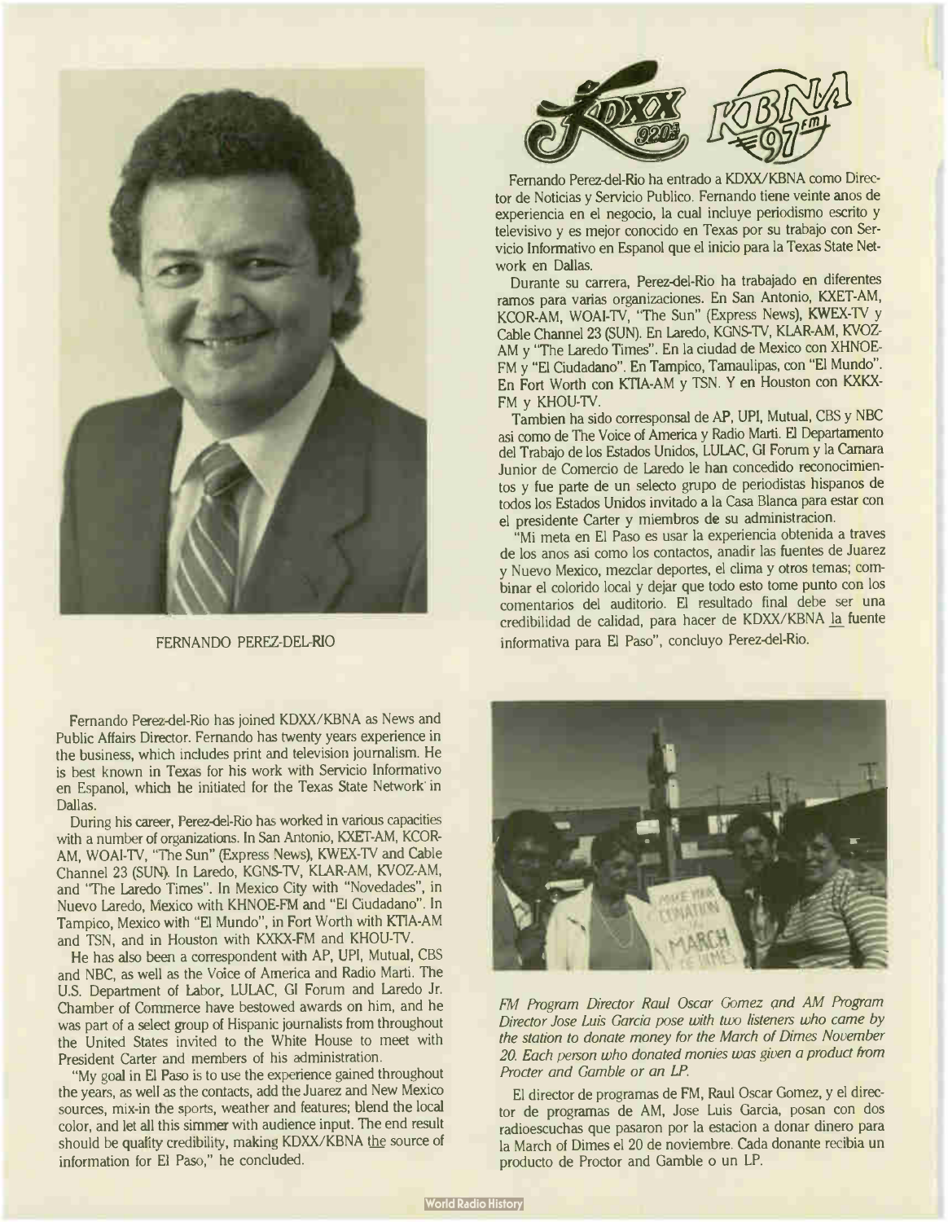FERNANDO PEREZ-DEL-RIO

Fernando Perez-del-Rio ha entrado a KDXX/KBNA como Director de Noticias y Servicio Publico. Fernando tiene veinte anos de experiencia en el negocio, la cual incluye periodismo escrito y televisivo y es mejor conocido en Texas por su trabajo con Servicio Informativo en Espanol que el inicio para la Texas State Network en Dallas.

Durante su carrera, Perez-del-Rio ha trabajado en diferentes ramos para varias organizaciones. En San Antonio, KXET-AM, KCOR-AM, WOAI-TV, "The Sun" (Express News), KWEX-TV y Cable Channel 23 (SUN). En Laredo, KGNS-TV, KLAR-AM, KVOZ-AM y "The Laredo Times". En la ciudad de Mexico con XHNOE-FM y "El Ciudadano". En Tampico, Tamaulipas, con "El Mundo". En Fort Worth con KTIA-AM y TSN. Y en Houston con KXKX-FM y KHOU-TV.

Tambien ha sido corresponsal de AP, UPI, Mutual, CBS y NBC asi como de The Voice of America y Radio Marti. El Departamento del Trabajo de los Estados Unidos, LULAC, GI Forum y la Camara Junior de Comercio de Laredo le han concedido reconocimientos y fue parte de un selecto grupo de periodistas hispanos de todos los Estados Unidos invitado a la Casa Blanca para estar con el presidente Carter y miembros de su administracion.

"Mi meta en El Paso es usar la experiencia obtenida a traves de los anos asi como los contactos, anadir las fuentes de Juarez y Nuevo Mexico, mezclar deportes, el clima y otros temas; combinar el colorido local y dejar que todo esto tome punto con los comentarios del auditorio. El resultado final debe ser una credibilidad de calidad, para hacer de KDXX/KBNA la fuente informativa para El Paso", concluyo Perez-del-Rio.

Fernando Perez-del-Rio has joined KDXX/KBNA as News and Public Affairs Director. Fernando has twenty years experience in the business, which includes print and television journalism. He is best known in Texas for his work with Servicio Informativo en Espanol, which he initiated for the Texas State Network in Dallas.

During his career, Perez-del-Rio has worked in various capacities with a number of organizations. In San Antonio, KXET-AM, KCOR-AM, WOAI-TV, "The Sun" (Express News), KWEX-TV and Cable Channel 23 (SUN). In Laredo, KGNS-TV, KLAR-AM, KVOZ-AM, and "The Laredo Times". In Mexico City with "Novedades", in Nuevo Laredo, Mexico with KHNOE-FM and "El Ciudadano". In Tampico, Mexico with "El Mundo", in Fort Worth with KTIA-AM and TSN, and in Houston with KXKX-FM and KHOU-TV.

He has also been a correspondent with AP, UPI, Mutual, CBS and NBC, as well as the Voice of America and Radio Marti. The U.S. Department of Labor, LULAC, GI Forum and Laredo Jr. Chamber of Commerce have bestowed awards on him, and he was part of a select group of Hispanic journalists from throughout the United States invited to the White House to meet with President Carter and members of his administration.

"My goal in El Paso is to use the experience gained throughout the years, as well as the contacts, add the Juarez and New Mexico sources, mix-in the sports, weather and features; blend the local color, and let all this simmer with audience input. The end result should be quality credibility, making KDXX/KBNA the source of information for El Paso," he concluded.

*FM Program Director Raul Oscar Gomez and AM Program Director Jose Luis Garcia pose with two listeners who came by the station to donate money for the March of Dimes November 20. Each person who donated monies was given a product from Procter and Gamble or an LP.*

El director de programas de FM, Raul Oscar Gomez, y el director de programas de AM, Jose Luis Garcia, posan con dos radioescuchas que pasaron por la estacion a donar dinero para la March of Dimes el 20 de noviembre. Cada donante recibia un producto de Proctor and Gamble o un LP.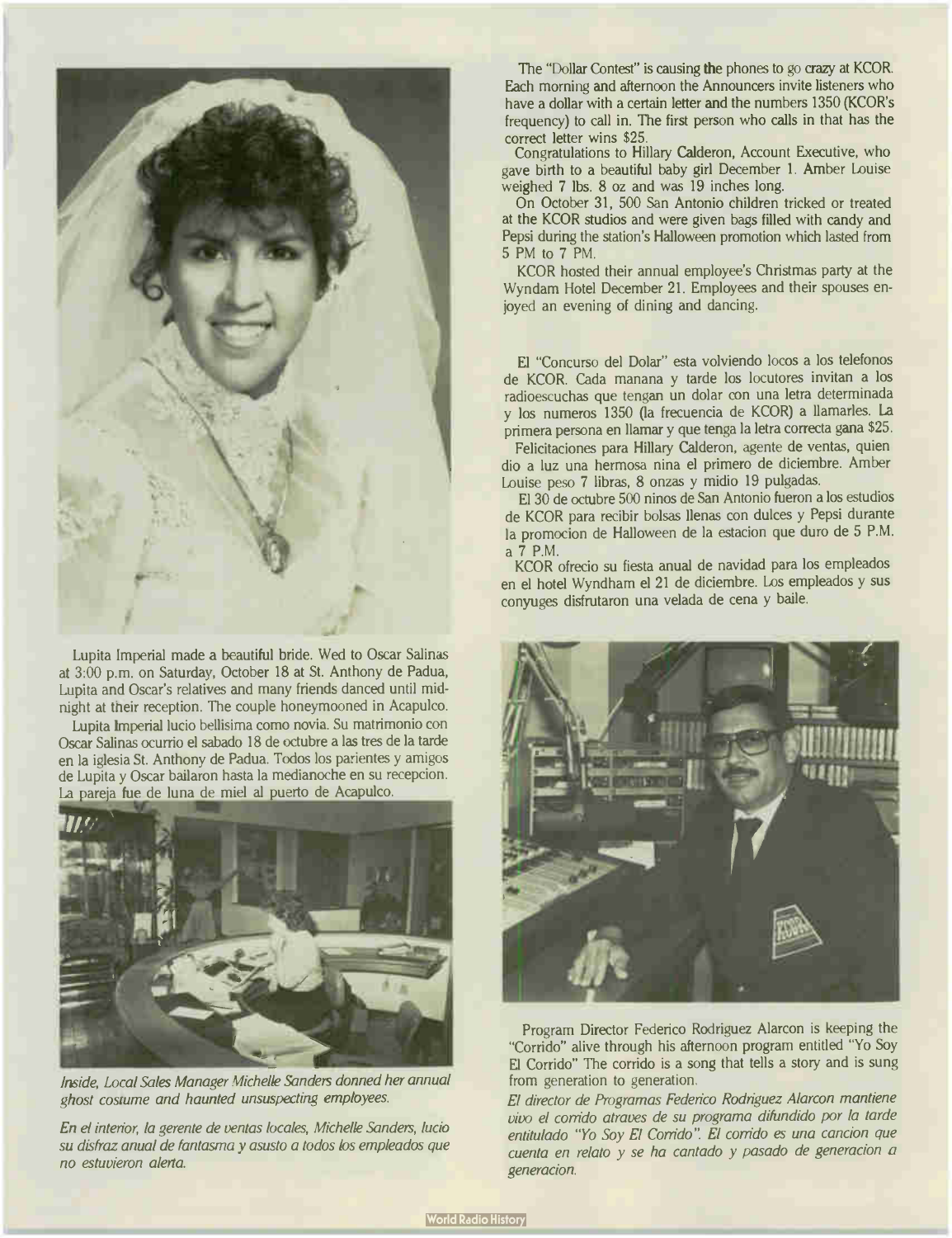Lupita Imperial made a beautiful bride. Wed to Oscar Salinas at 3:00 p.m. on Saturday, October 18 at St. Anthony de Padua, Lupita and Oscar's relatives and many friends danced until midnight at their reception. The couple honeymooned in Acapulco.

Lupita Imperial lucio bellisima como novia. Su matrimonio con Oscar Salinas ocurrio el sabado 18 de octubre a las tres de la tarde en la iglesia St. Anthony de Padua. Todos los parientes y amigos de Lupita y Oscar bailaron hasta la medianoche en su recepcion. La pareja fue de luna de miel al puerto de Acapulco.

*Inside, Local Sales Manager Michelle Sanders donned her annual ghost costume and haunted unsuspecting employees.*

*En el interior, la gerente de ventas locales, Michelle Sanders, lucio su disfraz anual de fantasma y asusto a todos los empleados que no estuvieron alerta.*

The "Dollar Contest" is causing the phones to go crazy at KCOR. Each morning and afternoon the Announcers invite listeners who have a dollar with a certain letter and the numbers 1350 (KCOR's frequency) to call in. The first person who calls in that has the correct letter wins $25.

Congratulations to Hillary Calderon, Account Executive, who gave birth to a beautiful baby girl December 1. Amber Louise weighed 7 lbs. 8 oz and was 19 inches long.

On October 31, 500 San Antonio children tricked or treated at the KCOR studios and were given bags filled with candy and Pepsi during the station's Halloween promotion which lasted from 5 PM to 7 PM.

KCOR hosted their annual employee's Christmas party at the Wyndam Hotel December 21. Employees and their spouses enjoyed an evening of dining and dancing.

El "Concurso del Dolar" esta volviendo locos a los telefonos de KCOR. Cada manana y tarde los locutores invitan a los radioescuchas que tengan un dolar con una letra determinada y los numeros 1350 (la frecuencia de KCOR) a llamarles. La primera persona en llamar y que tenga la letra correcta gana $25.

Felicitaciones para Hillary Calderon, agente de ventas, quien dio a luz una hermosa nina el primero de diciembre. Amber Louise peso 7 libras, 8 onzas y midio 19 pulgadas.

El 30 de octubre 500 ninos de San Antonio fueron a los estudios de KCOR para recibir bolsas llenas con dulces y Pepsi durante la promocion de Halloween de la estacion que duro de 5 P.M. a 7 P.M.

KCOR ofrecio su fiesta anual de navidad para los empleados en el hotel Wyndham el 21 de diciembre. Los empleados y sus conyuges disfrutaron una velada de cena y baile.

Program Director Federico Rodriguez Alarcon is keeping the "Corrido" alive through his afternoon program entitled "Yo Soy El Corrido" The corrido is a song that tells a story and is sung from generation to generation.

*El director de Programas Federico Rodriguez Alarcon mantiene vivo el corrido atraves de su programa difundido por la tarde entitulado "Yo Soy El Corrido". El corrido es una cancion que cuenta en relato y se ha cantado y pasado de generacion a generacion.*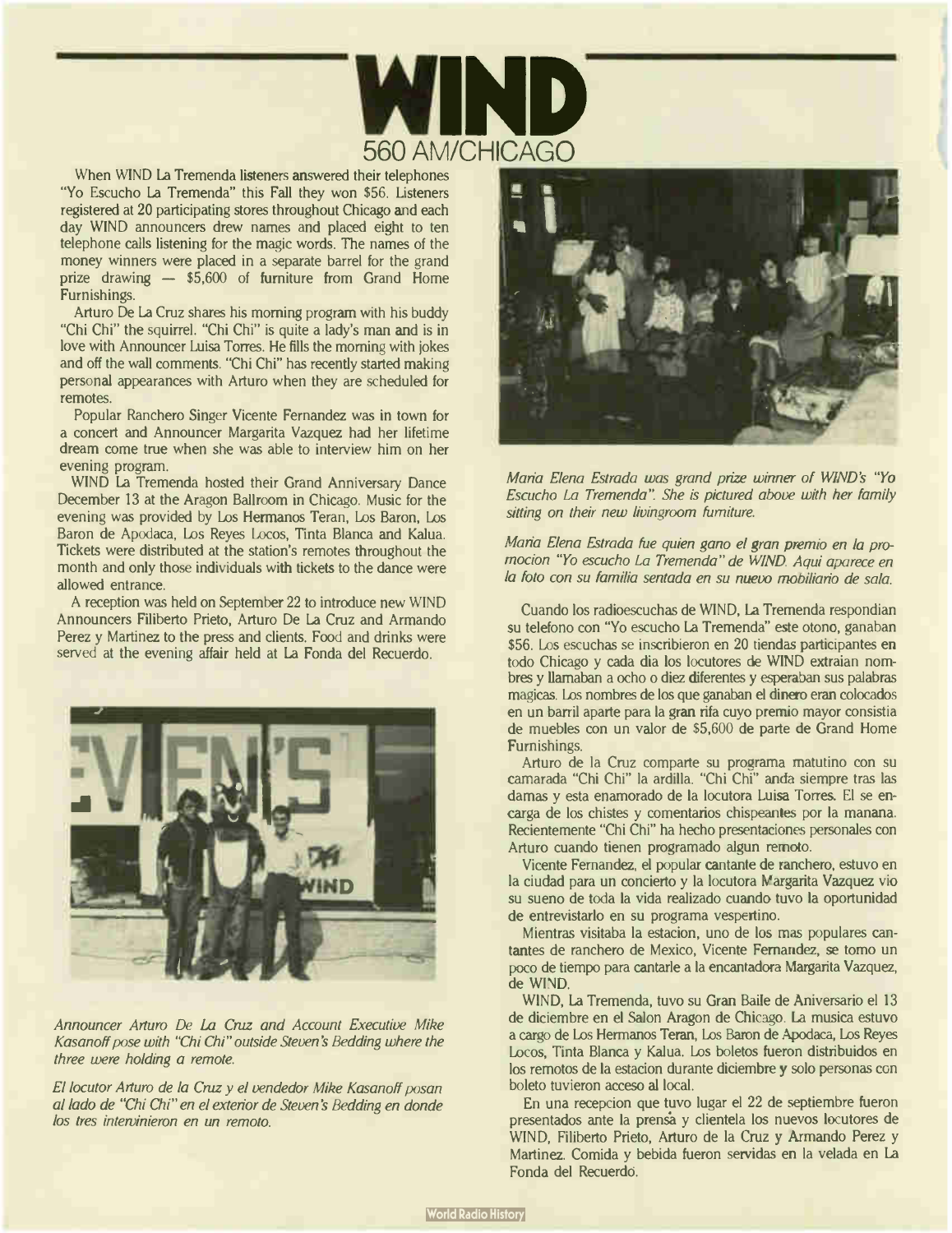# WIND

## 560 AM/CHICAGO

When WIND La Tremenda listeners answered their telephones "Yo Escucho La Tremenda" this Fall they won $56. Listeners registered at 20 participating stores throughout Chicago and each day WIND announcers drew names and placed eight to ten telephone calls listening for the magic words. The names of the money winners were placed in a separate barrel for the grand prize drawing — $5,600 of furniture from Grand Home Furnishings.

Arturo De La Cruz shares his morning program with his buddy "Chi Chi" the squirrel. "Chi Chi" is quite a lady's man and is in love with Announcer Luisa Torres. He fills the morning with jokes and off the wall comments. "Chi Chi" has recently started making personal appearances with Arturo when they are scheduled for remotes.

Popular Ranchero Singer Vicente Fernandez was in town for a concert and Announcer Margarita Vazquez had her lifetime dream come true when she was able to interview him on her evening program.

WIND La Tremenda hosted their Grand Anniversary Dance December 13 at the Aragon Ballroom in Chicago. Music for the evening was provided by Los Hermanos Teran, Los Baron, Los Baron de Apodaca, Los Reyes Locos, Tinta Blanca and Kalua. Tickets were distributed at the station's remotes throughout the month and only those individuals with tickets to the dance were allowed entrance.

A reception was held on September 22 to introduce new WIND Announcers Filiberto Prieto, Arturo De La Cruz and Armando Perez y Martinez to the press and clients. Food and drinks were served at the evening affair held at La Fonda del Recuerdo.

*Announcer Arturo De La Cruz and Account Executive Mike Kasanoff pose with "Chi Chi" outside Steven's Bedding where the three were holding a remote.*

*El locutor Arturo de la Cruz y el vendedor Mike Kasanoff posan al lado de "Chi Chi" en el exterior de Steven's Bedding en donde los tres intervinieron en un remoto.*

*Maria Elena Estrada was grand prize winner of WIND's "Yo Escucho La Tremenda". She is pictured above with her family sitting on their new livingroom furniture.*

*Maria Elena Estrada fue quien gano el gran premio en la promocion "Yo escucho La Tremenda" de WIND. Aqui aparece en la foto con su familia sentada en su nuevo mobiliario de sala.*

Cuando los radioescuchas de WIND, La Tremenda respondian su telefono con "Yo escucho La Tremenda" este otono, ganaban $56. Los escuchas se inscribieron en 20 tiendas participantes en todo Chicago y cada dia los locutores de WIND extraian nombres y llamaban a ocho o diez diferentes y esperaban sus palabras magicas. Los nombres de los que ganaban el dinero eran colocados en un barril aparte para la gran rifa cuyo premio mayor consistia de muebles con un valor de $5,600 de parte de Grand Home Furnishings.

Arturo de la Cruz comparte su programa matutino con su camarada "Chi Chi" la ardilla. "Chi Chi" anda siempre tras las damas y esta enamorado de la locutora Luisa Torres. El se encarga de los chistes y comentarios chispeantes por la manana. Recientemente "Chi Chi" ha hecho presentaciones personales con Arturo cuando tienen programado algun remoto.

Vicente Fernandez, el popular cantante de ranchero, estuvo en la ciudad para un concierto y la locutora Margarita Vazquez vio su sueno de toda la vida realizado cuando tuvo la oportunidad de entrevistarlo en su programa vespertino.

Mientras visitaba la estacion, uno de los mas populares cantantes de ranchero de Mexico, Vicente Fernandez, se tomo un poco de tiempo para cantarle a la encantadora Margarita Vazquez, de WIND.

WIND, La Tremenda, tuvo su Gran Baile de Aniversario el 13 de diciembre en el Salon Aragon de Chicago. La musica estuvo a cargo de Los Hermanos Teran, Los Baron de Apodaca, Los Reyes Locos, Tinta Blanca y Kalua. Los boletos fueron distribuidos en los remotos de la estacion durante diciembre y solo personas con boleto tuvieron acceso al local.

En una recepcion que tuvo lugar el 22 de septiembre fueron presentados ante la prensa y clientela los nuevos locutores de WIND, Filiberto Prieto, Arturo de la Cruz y Armando Perez y Martinez. Comida y bebida fueron servidas en la velada en La Fonda del Recuerdo.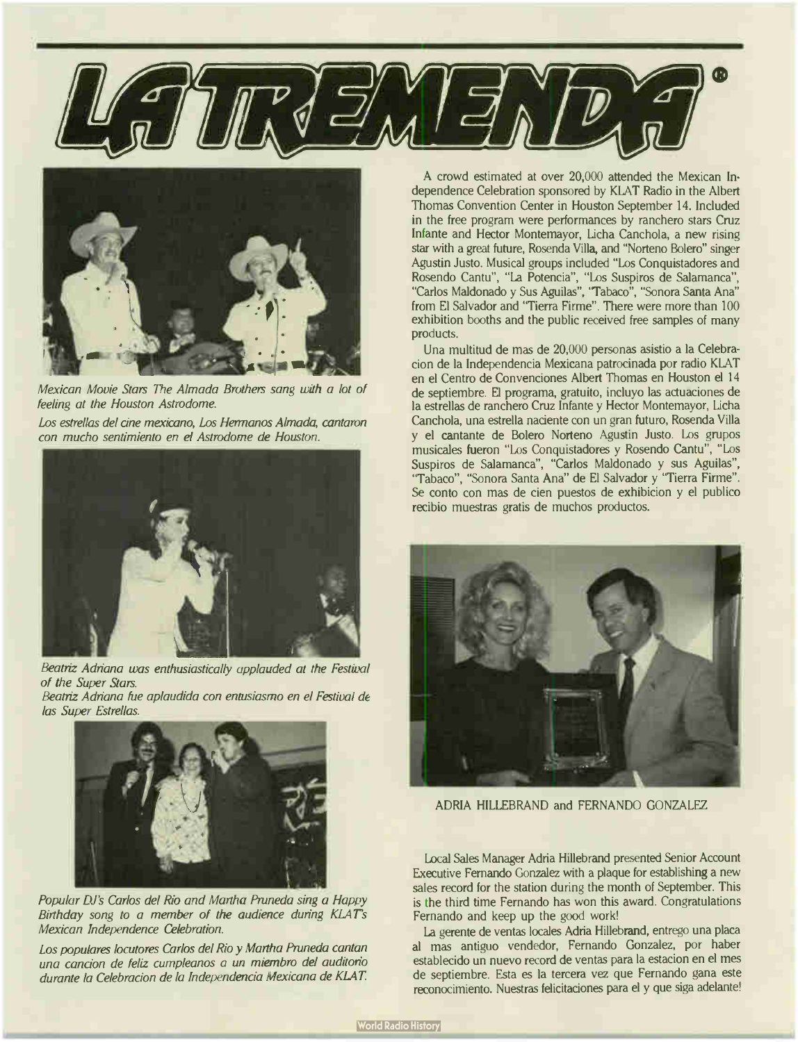# LA TREMENDA®

*Mexican Movie Stars The Almada Brothers sang with a lot of feeling at the Houston Astrodome.*

*Los estrellas del cine mexicano, Los Hermanos Almada, cantaron con mucho sentimiento en el Astrodome de Houston.*

*Beatriz Adriana was enthusiastically applauded at the Festival of the Super Stars.*

*Beatriz Adriana fue aplaudida con entusiasmo en el Festival de las Super Estrellas.*

*Popular DJ's Carlos del Rio and Martha Pruneda sing a Happy Birthday song to a member of the audience during KLAT's Mexican Independence Celebration.*

*Los populares locutores Carlos del Rio y Martha Pruneda cantan una cancion de feliz cumpleanos a un miembro del auditorio durante la Celebracion de la Independencia Mexicana de KLAT.*

A crowd estimated at over 20,000 attended the Mexican Independence Celebration sponsored by KLAT Radio in the Albert Thomas Convention Center in Houston September 14. Included in the free program were performances by ranchero stars Cruz Infante and Hector Montemayor, Licha Canchola, a new rising star with a great future, Rosenda Villa, and "Norteno Bolero" singer Agustin Justo. Musical groups included "Los Conquistadores and Rosendo Cantu", "La Potencia", "Los Suspiros de Salamanca", "Carlos Maldonado y Sus Aguilas", "Tabaco", "Sonora Santa Ana" from El Salvador and "Tierra Firme". There were more than 100 exhibition booths and the public received free samples of many products.

Una multitud de mas de 20,000 personas asistio a la Celebracion de la Independencia Mexicana patrocinada por radio KLAT en el Centro de Convenciones Albert Thomas en Houston el 14 de septiembre. El programa, gratuito, incluyo las actuaciones de la estrellas de ranchero Cruz Infante y Hector Montemayor, Licha Canchola, una estrella naciente con un gran futuro, Rosenda Villa y el cantante de Bolero Norteno Agustin Justo. Los grupos musicales fueron "Los Conquistadores y Rosendo Cantu", "Los Suspiros de Salamanca", "Carlos Maldonado y sus Aguilas", "Tabaco", "Sonora Santa Ana" de El Salvador y "Tierra Firme". Se conto con mas de cien puestos de exhibicion y el publico recibio muestras gratis de muchos productos.

ADRIA HILLEBRAND and FERNANDO GONZALEZ

Local Sales Manager Adria Hillebrand presented Senior Account Executive Fernando Gonzalez with a plaque for establishing a new sales record for the station during the month of September. This is the third time Fernando has won this award. Congratulations Fernando and keep up the good work!

La gerente de ventas locales Adria Hillebrand, entrego una placa al mas antiguo vendedor, Fernando Gonzalez, por haber establecido un nuevo record de ventas para la estacion en el mes de septiembre. Esta es la tercera vez que Fernando gana este reconocimiento. Nuestras felicitaciones para el y que siga adelante!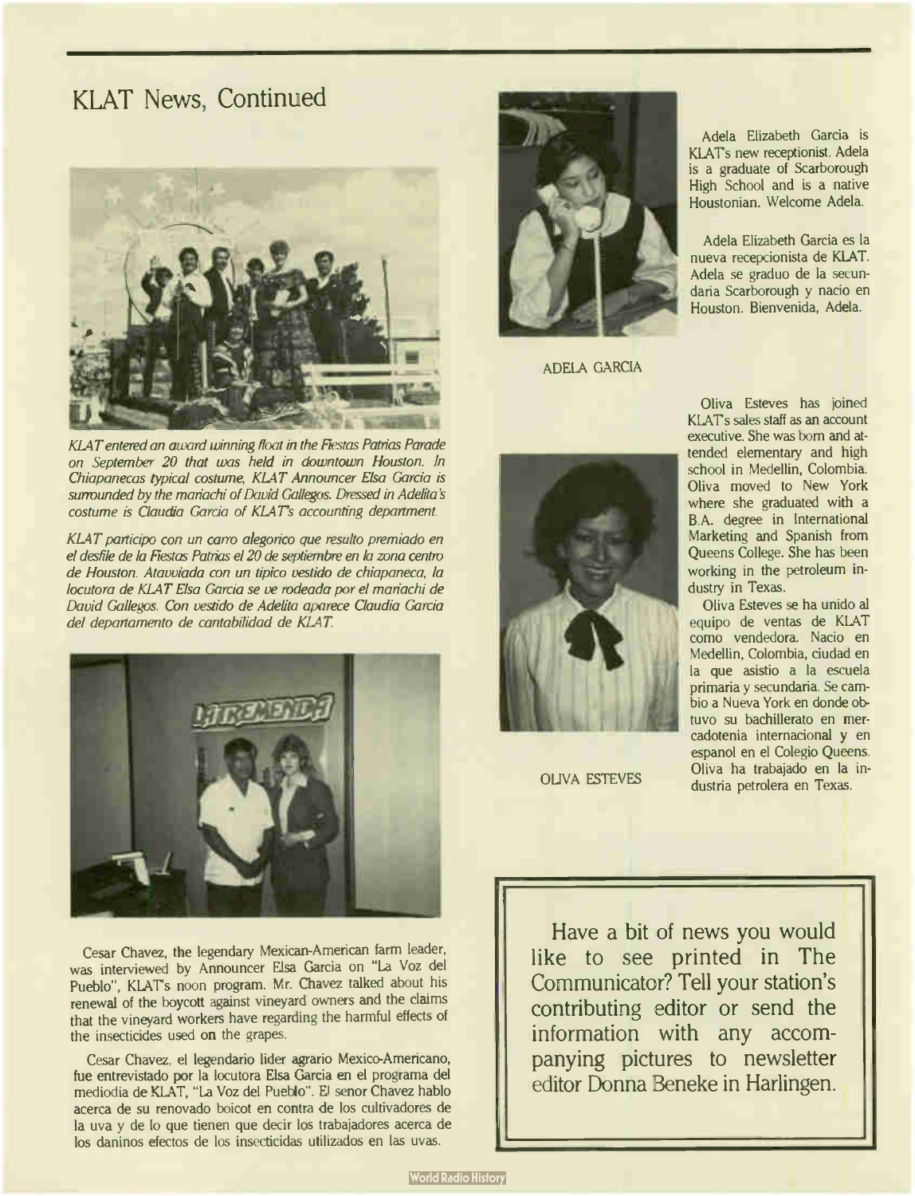# KLAT News, Continued

*KLAT entered an award winning float in the Fiestas Patrias Parade on September 20 that was held in downtown Houston. In Chiapanecas typical costume, KLAT Announcer Elsa Garcia is surrounded by the mariachi of David Gallegos. Dressed in Adelita's costume is Claudia Garcia of KLAT's accounting department.*

*KLAT participo con un carro alegorico que resulto premiado en el desfile de la Fiestas Patrias el 20 de septiembre en la zona centro de Houston. Atauviada con un tipico vestido de chiapaneca, la locutora de KLAT Elsa Garcia se ve rodeada por el mariachi de David Gallegos. Con vestido de Adelita aparece Claudia Garcia del departamento de cantabilidad de KLAT.*

Cesar Chavez, the legendary Mexican-American farm leader, was interviewed by Announcer Elsa Garcia on "La Voz del Pueblo", KLAT's noon program. Mr. Chavez talked about his renewal of the boycott against vineyard owners and the claims that the vineyard workers have regarding the harmful effects of the insecticides used on the grapes.

Cesar Chavez, el legendario lider agrario Mexico-Americano, fue entrevistado por la locutora Elsa Garcia en el programa del mediodia de KLAT, "La Voz del Pueblo". El senor Chavez hablo acerca de su renovado boicot en contra de los cultivadores de la uva y de lo que tienen que decir los trabajadores acerca de los daninos efectos de los insecticidas utilizados en las uvas.

ADELA GARCIA

Adela Elizabeth Garcia is KLAT's new receptionist. Adela is a graduate of Scarborough High School and is a native Houstonian. Welcome Adela.

Adela Elizabeth Garcia es la nueva recepcionista de KLAT. Adela se graduo de la secundaria Scarborough y nacio en Houston. Bienvenida, Adela.

OLIVA ESTEVES

Oliva Esteves has joined KLAT's sales staff as an account executive. She was born and attended elementary and high school in Medellin, Colombia. Oliva moved to New York where she graduated with a B.A. degree in International Marketing and Spanish from Queens College. She has been working in the petroleum industry in Texas.

Oliva Esteves se ha unido al equipo de ventas de KLAT como vendedora. Nacio en Medellin, Colombia, ciudad en la que asistio a la escuela primaria y secundaria. Se cambio a Nueva York en donde obtuvo su bachillerato en mercadotenia internacional y en espanol en el Colegio Queens. Oliva ha trabajado en la industria petrolera en Texas.

Have a bit of news you would like to see printed in The Communicator? Tell your station's contributing editor or send the information with any accompanying pictures to newsletter editor Donna Beneke in Harlingen.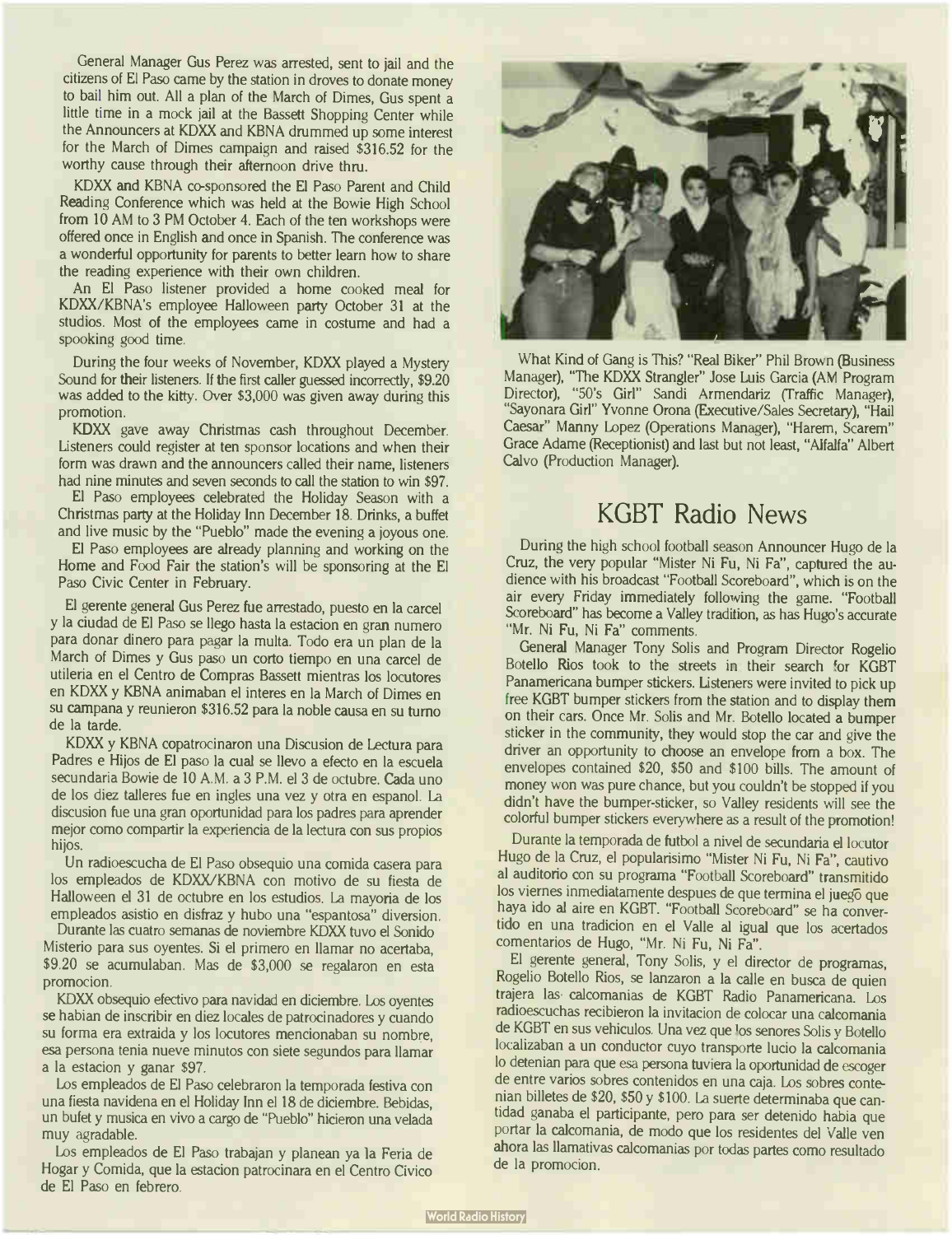General Manager Gus Perez was arrested, sent to jail and the citizens of El Paso came by the station in droves to donate money to bail him out. All a plan of the March of Dimes, Gus spent a little time in a mock jail at the Bassett Shopping Center while the Announcers at KDXX and KBNA drummed up some interest for the March of Dimes campaign and raised $316.52 for the worthy cause through their afternoon drive thru.

KDXX and KBNA co-sponsored the El Paso Parent and Child Reading Conference which was held at the Bowie High School from 10 AM to 3 PM October 4. Each of the ten workshops were offered once in English and once in Spanish. The conference was a wonderful opportunity for parents to better learn how to share the reading experience with their own children.

An El Paso listener provided a home cooked meal for KDXX/KBNA's employee Halloween party October 31 at the studios. Most of the employees came in costume and had a spooking good time.

During the four weeks of November, KDXX played a Mystery Sound for their listeners. If the first caller guessed incorrectly, $9.20 was added to the kitty. Over $3,000 was given away during this promotion.

KDXX gave away Christmas cash throughout December. Listeners could register at ten sponsor locations and when their form was drawn and the announcers called their name, listeners had nine minutes and seven seconds to call the station to win $97.

El Paso employees celebrated the Holiday Season with a Christmas party at the Holiday Inn December 18. Drinks, a buffet and live music by the "Pueblo" made the evening a joyous one.

El Paso employees are already planning and working on the Home and Food Fair the station's will be sponsoring at the El Paso Civic Center in February.

El gerente general Gus Perez fue arrestado, puesto en la carcel y la ciudad de El Paso se llego hasta la estacion en gran numero para donar dinero para pagar la multa. Todo era un plan de la March of Dimes y Gus paso un corto tiempo en una carcel de utileria en el Centro de Compras Bassett mientras los locutores en KDXX y KBNA animaban el interes en la March of Dimes en su campana y reunieron $316.52 para la noble causa en su turno de la tarde.

KDXX y KBNA copatrocinaron una Discusion de Lectura para Padres e Hijos de El paso la cual se llevo a efecto en la escuela secundaria Bowie de 10 A.M. a 3 P.M. el 3 de octubre. Cada uno de los diez talleres fue en ingles una vez y otra en espanol. La discusion fue una gran oportunidad para los padres para aprender mejor como compartir la experiencia de la lectura con sus propios hijos.

Un radioescucha de El Paso obsequio una comida casera para los empleados de KDXX/KBNA con motivo de su fiesta de Halloween el 31 de octubre en los estudios. La mayoria de los empleados asistio en disfraz y hubo una "espantosa" diversion.

Durante las cuatro semanas de noviembre KDXX tuvo el Sonido Misterio para sus oyentes. Si el primero en llamar no acertaba, $9.20 se acumulaban. Mas de $3,000 se regalaron en esta promocion.

KDXX obsequio efectivo para navidad en diciembre. Los oyentes se habian de inscribir en diez locales de patrocinadores y cuando su forma era extraida y los locutores mencionaban su nombre, esa persona tenia nueve minutos con siete segundos para llamar a la estacion y ganar $97.

Los empleados de El Paso celebraron la temporada festiva con una fiesta navidena en el Holiday Inn el 18 de diciembre. Bebidas, un bufet y musica en vivo a cargo de "Pueblo" hicieron una velada muy agradable.

Los empleados de El Paso trabajan y planean ya la Feria de Hogar y Comida, que la estacion patrocinara en el Centro Civico de El Paso en febrero.

What Kind of Gang is This? "Real Biker" Phil Brown (Business Manager), "The KDXX Strangler" Jose Luis Garcia (AM Program Director), "50's Girl" Sandi Armendariz (Traffic Manager), "Sayonara Girl" Yvonne Orona (Executive/Sales Secretary), "Hail Caesar" Manny Lopez (Operations Manager), "Harem, Scarem" Grace Adame (Receptionist) and last but not least, "Alfalfa" Albert Calvo (Production Manager).

## KGBT Radio News

During the high school football season Announcer Hugo de la Cruz, the very popular "Mister Ni Fu, Ni Fa", captured the audience with his broadcast "Football Scoreboard", which is on the air every Friday immediately following the game. "Football Scoreboard" has become a Valley tradition, as has Hugo's accurate "Mr. Ni Fu, Ni Fa" comments.

General Manager Tony Solis and Program Director Rogelio Botello Rios took to the streets in their search for KGBT Panamericana bumper stickers. Listeners were invited to pick up free KGBT bumper stickers from the station and to display them on their cars. Once Mr. Solis and Mr. Botello located a bumper sticker in the community, they would stop the car and give the driver an opportunity to choose an envelope from a box. The envelopes contained $20, $50 and $100 bills. The amount of money won was pure chance, but you couldn't be stopped if you didn't have the bumper-sticker, so Valley residents will see the colorful bumper stickers everywhere as a result of the promotion!

Durante la temporada de futbol a nivel de secundaria el locutor Hugo de la Cruz, el popularisimo "Mister Ni Fu, Ni Fa", cautivo al auditorio con su programa "Football Scoreboard" transmitido los viernes inmediatamente despues de que termina el juego que haya ido al aire en KGBT. "Football Scoreboard" se ha convertido en una tradicion en el Valle al igual que los acertados comentarios de Hugo, "Mr. Ni Fu, Ni Fa".

El gerente general, Tony Solis, y el director de programas, Rogelio Botello Rios, se lanzaron a la calle en busca de quien trajera las calcomanias de KGBT Radio Panamericana. Los radioescuchas recibieron la invitacion de colocar una calcomania de KGBT en sus vehiculos. Una vez que los senores Solis y Botello localizaban a un conductor cuyo transporte lucio la calcomania lo detenian para que esa persona tuviera la oportunidad de escoger de entre varios sobres contenidos en una caja. Los sobres contenian billetes de $20, $50 y $100. La suerte determinaba que cantidad ganaba el participante, pero para ser detenido habia que portar la calcomania, de modo que los residentes del Valle ven ahora las llamativas calcomanias por todas partes como resultado de la promocion.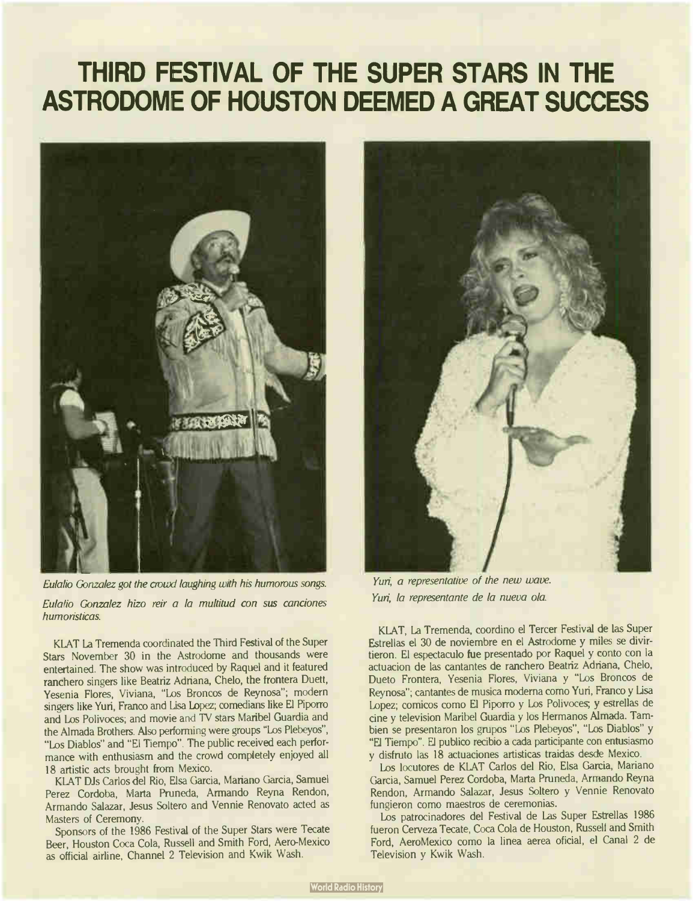# THIRD FESTIVAL OF THE SUPER STARS IN THE ASTRODOME OF HOUSTON DEEMED A GREAT SUCCESS

*Eulalio Gonzalez got the crowd laughing with his humorous songs.*

*Eulalio Gonzalez hizo reir a la multitud con sus canciones humoristicas.*

*Yuri, a representative of the new wave.*

*Yuri, la representante de la nueva ola.*

KLAT La Tremenda coordinated the Third Festival of the Super Stars November 30 in the Astrodome and thousands were entertained. The show was introduced by Raquel and it featured ranchero singers like Beatriz Adriana, Chelo, the frontera Duett, Yesenia Flores, Viviana, "Los Broncos de Reynosa"; modern singers like Yuri, Franco and Lisa Lopez; comedians like El Piporro and Los Polivoces; and movie and TV stars Maribel Guardia and the Almada Brothers. Also performing were groups "Los Plebeyos", "Los Diablos" and "El Tiempo". The public received each performance with enthusiasm and the crowd completely enjoyed all 18 artistic acts brought from Mexico.

KLAT DJs Carlos del Rio, Elsa Garcia, Mariano Garcia, Samuel Perez Cordoba, Marta Pruneda, Armando Reyna Rendon, Armando Salazar, Jesus Soltero and Vennie Renovato acted as Masters of Ceremony.

Sponsors of the 1986 Festival of the Super Stars were Tecate Beer, Houston Coca Cola, Russell and Smith Ford, Aero-Mexico as official airline, Channel 2 Television and Kwik Wash.

KLAT, La Tremenda, coordino el Tercer Festival de las Super Estrellas el 30 de noviembre en el Astrodome y miles se divirtieron. El espectaculo fue presentado por Raquel y conto con la actuacion de las cantantes de ranchero Beatriz Adriana, Chelo, Dueto Frontera, Yesenia Flores, Viviana y "Los Broncos de Reynosa"; cantantes de musica moderna como Yuri, Franco y Lisa Lopez; comicos como El Piporro y Los Polivoces; y estrellas de cine y television Maribel Guardia y los Hermanos Almada. Tambien se presentaron los grupos "Los Plebeyos", "Los Diablos" y "El Tiempo". El publico recibio a cada participante con entusiasmo y disfruto las 18 actuaciones artisticas traidas desde Mexico.

Los locutores de KLAT Carlos del Rio, Elsa Garcia, Mariano Garcia, Samuel Perez Cordoba, Marta Pruneda, Armando Reyna Rendon, Armando Salazar, Jesus Soltero y Vennie Renovato fungieron como maestros de ceremonias.

Los patrocinadores del Festival de Las Super Estrellas 1986 fueron Cerveza Tecate, Coca Cola de Houston, Russell and Smith Ford, AeroMexico como la linea aerea oficial, el Canal 2 de Television y Kwik Wash.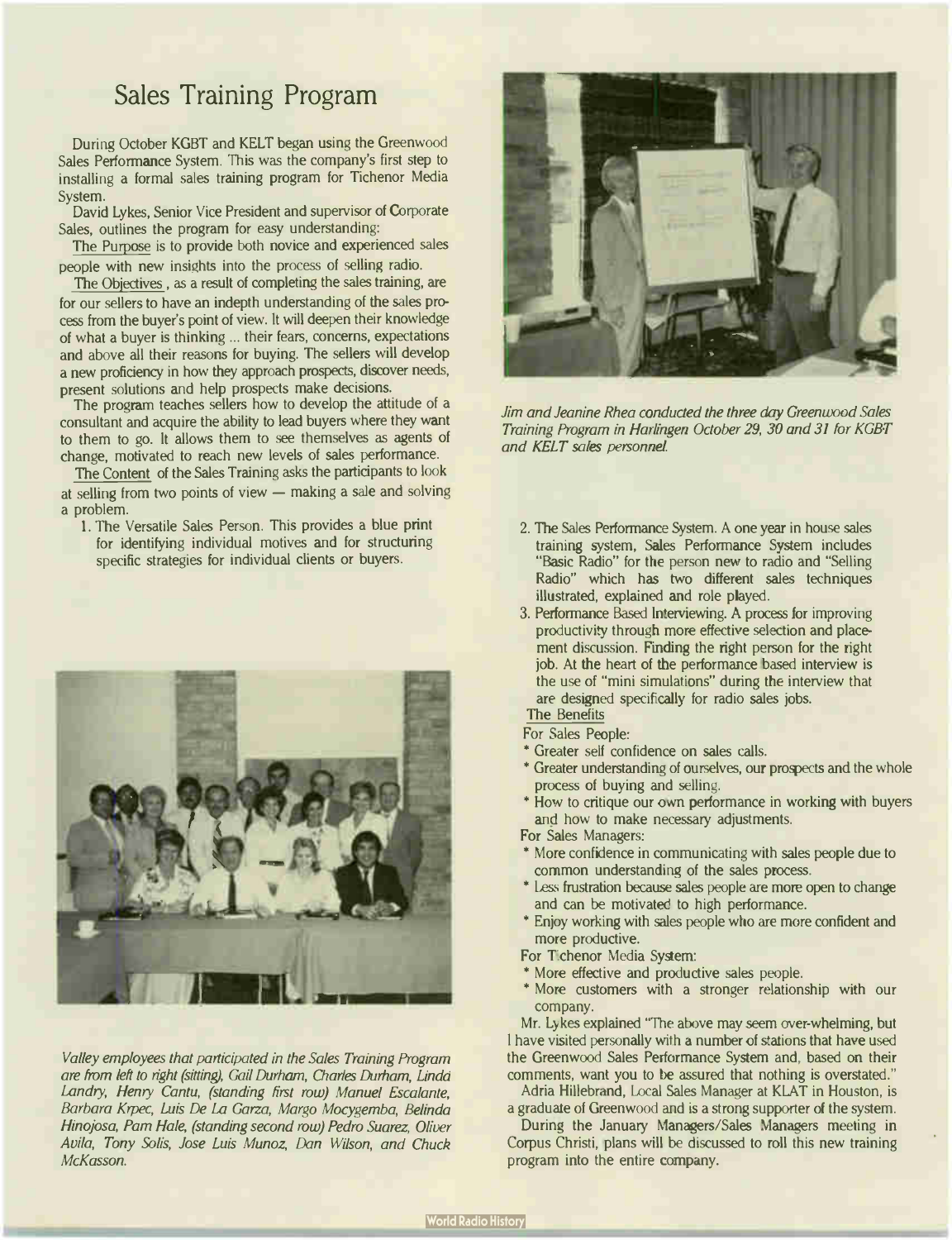# Sales Training Program

During October KGBT and KELT began using the Greenwood Sales Performance System. This was the company's first step to installing a formal sales training program for Tichenor Media System.

David Lykes, Senior Vice President and supervisor of Corporate Sales, outlines the program for easy understanding:

The Purpose is to provide both novice and experienced sales people with new insights into the process of selling radio.

The Objectives, as a result of completing the sales training, are for our sellers to have an indepth understanding of the sales process from the buyer's point of view. It will deepen their knowledge of what a buyer is thinking ... their fears, concerns, expectations and above all their reasons for buying. The sellers will develop a new proficiency in how they approach prospects, discover needs, present solutions and help prospects make decisions.

The program teaches sellers how to develop the attitude of a consultant and acquire the ability to lead buyers where they want to them to go. It allows them to see themselves as agents of change, motivated to reach new levels of sales performance.

The Content of the Sales Training asks the participants to look at selling from two points of view — making a sale and solving a problem.

1. The Versatile Sales Person. This provides a blue print for identifying individual motives and for structuring specific strategies for individual clients or buyers.
2. The Sales Performance System. A one year in house sales training system, Sales Performance System includes "Basic Radio" for the person new to radio and "Selling Radio" which has two different sales techniques illustrated, explained and role played.
3. Performance Based Interviewing. A process for improving productivity through more effective selection and placement discussion. Finding the right person for the right job. At the heart of the performance based interview is the use of "mini simulations" during the interview that are designed specifically for radio sales jobs.

The Benefits

For Sales People:

* Greater self confidence on sales calls.
* Greater understanding of ourselves, our prospects and the whole process of buying and selling.
* How to critique our own performance in working with buyers and how to make necessary adjustments.

For Sales Managers:

* More confidence in communicating with sales people due to common understanding of the sales process.
* Less frustration because sales people are more open to change and can be motivated to high performance.
* Enjoy working with sales people who are more confident and more productive.

For Tichenor Media System:

* More effective and productive sales people.
* More customers with a stronger relationship with our company.

Mr. Lykes explained "The above may seem over-whelming, but I have visited personally with a number of stations that have used the Greenwood Sales Performance System and, based on their comments, want you to be assured that nothing is overstated."

Adria Hillebrand, Local Sales Manager at KLAT in Houston, is a graduate of Greenwood and is a strong supporter of the system.

During the January Managers/Sales Managers meeting in Corpus Christi, plans will be discussed to roll this new training program into the entire company.

*Jim and Jeanine Rhea conducted the three day Greenwood Sales Training Program in Harlingen October 29, 30 and 31 for KGBT and KELT sales personnel.*

*Valley employees that participated in the Sales Training Program are from left to right (sitting), Gail Durham, Charles Durham, Linda Landry, Henry Cantu, (standing first row) Manuel Escalante, Barbara Krpec, Luis De La Garza, Margo Mocygemba, Belinda Hinojosa, Pam Hale, (standing second row) Pedro Suarez, Oliver Avila, Tony Solis, Jose Luis Munoz, Dan Wilson, and Chuck McKasson.*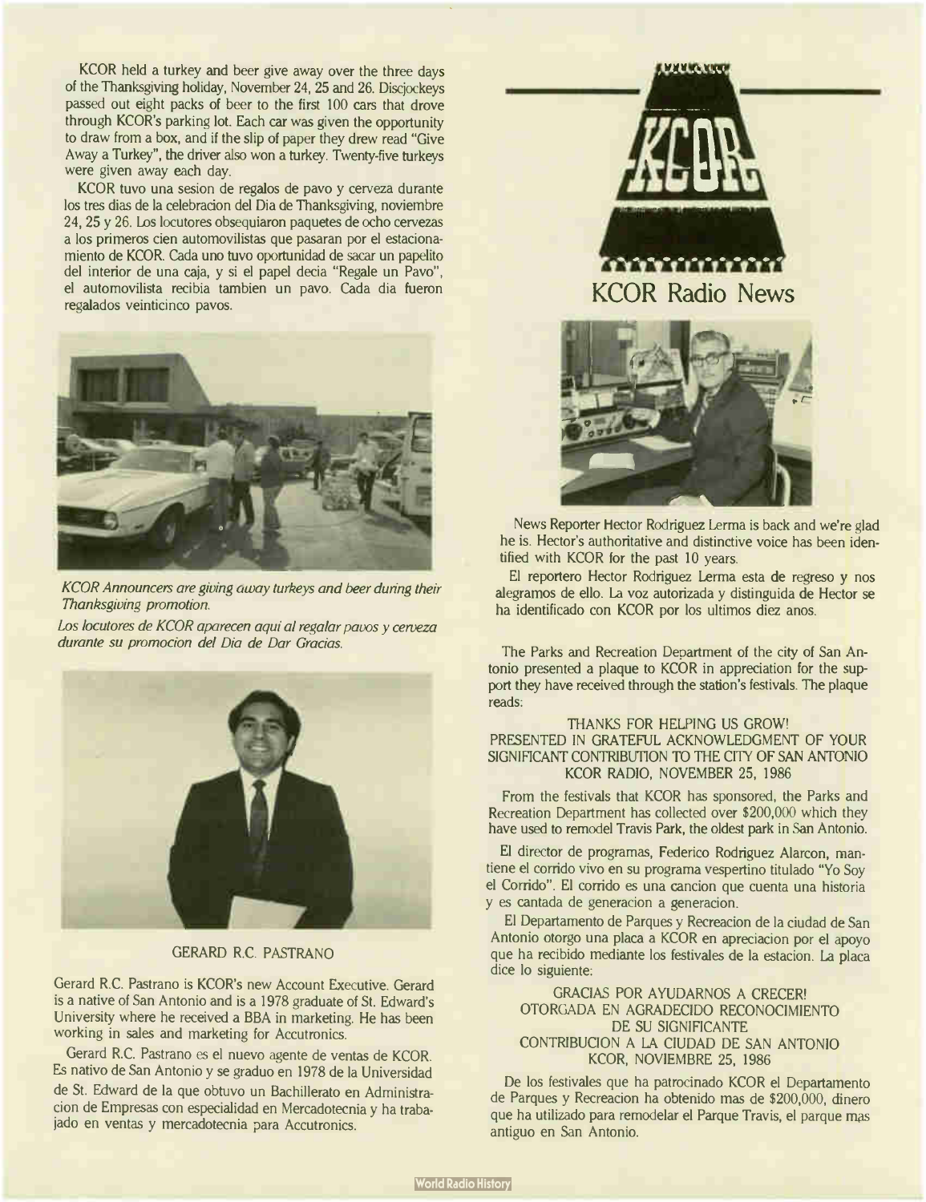KCOR held a turkey and beer give away over the three days of the Thanksgiving holiday, November 24, 25 and 26. Discjockeys passed out eight packs of beer to the first 100 cars that drove through KCOR's parking lot. Each car was given the opportunity to draw from a box, and if the slip of paper they drew read "Give Away a Turkey", the driver also won a turkey. Twenty-five turkeys were given away each day.

KCOR tuvo una sesion de regalos de pavo y cerveza durante los tres dias de la celebracion del Dia de Thanksgiving, noviembre 24, 25 y 26. Los locutores obsequiaron paquetes de ocho cervezas a los primeros cien automovilistas que pasaran por el estacionamiento de KCOR. Cada uno tuvo oportunidad de sacar un papelito del interior de una caja, y si el papel decia "Regale un Pavo", el automovilista recibia tambien un pavo. Cada dia fueron regalados veinticinco pavos.

*KCOR Announcers are giving away turkeys and beer during their Thanksgiving promotion.*

*Los locutores de KCOR aparecen aqui al regalar pavos y cerveza durante su promocion del Dia de Dar Gracias.*

GERARD R.C. PASTRANO

Gerard R.C. Pastrano is KCOR's new Account Executive. Gerard is a native of San Antonio and is a 1978 graduate of St. Edward's University where he received a BBA in marketing. He has been working in sales and marketing for Accutronics.

Gerard R.C. Pastrano es el nuevo agente de ventas de KCOR. Es nativo de San Antonio y se graduo en 1978 de la Universidad de St. Edward de la que obtuvo un Bachillerato en Administracion de Empresas con especialidad en Mercadotecnia y ha trabajado en ventas y mercadotecnia para Accutronics.

# KCOR Radio News

News Reporter Hector Rodriguez Lerma is back and we're glad he is. Hector's authoritative and distinctive voice has been identified with KCOR for the past 10 years.

El reportero Hector Rodriguez Lerma esta de regreso y nos alegramos de ello. La voz autorizada y distinguida de Hector se ha identificado con KCOR por los ultimos diez anos.

The Parks and Recreation Department of the city of San Antonio presented a plaque to KCOR in appreciation for the support they have received through the station's festivals. The plaque reads:

THANKS FOR HELPING US GROW!
PRESENTED IN GRATEFUL ACKNOWLEDGMENT OF YOUR SIGNIFICANT CONTRIBUTION TO THE CITY OF SAN ANTONIO
KCOR RADIO, NOVEMBER 25, 1986

From the festivals that KCOR has sponsored, the Parks and Recreation Department has collected over $200,000 which they have used to remodel Travis Park, the oldest park in San Antonio.

El director de programas, Federico Rodriguez Alarcon, mantiene el corrido vivo en su programa vespertino titulado "Yo Soy el Corrido". El corrido es una cancion que cuenta una historia y es cantada de generacion a generacion.

El Departamento de Parques y Recreacion de la ciudad de San Antonio otorgo una placa a KCOR en apreciacion por el apoyo que ha recibido mediante los festivales de la estacion. La placa dice lo siguiente:

GRACIAS POR AYUDARNOS A CRECER!
OTORGADA EN AGRADECIDO RECONOCIMIENTO DE SU SIGNIFICANTE CONTRIBUCION A LA CIUDAD DE SAN ANTONIO
KCOR, NOVIEMBRE 25, 1986

De los festivales que ha patrocinado KCOR el Departamento de Parques y Recreacion ha obtenido mas de $200,000, dinero que ha utilizado para remodelar el Parque Travis, el parque mas antiguo en San Antonio.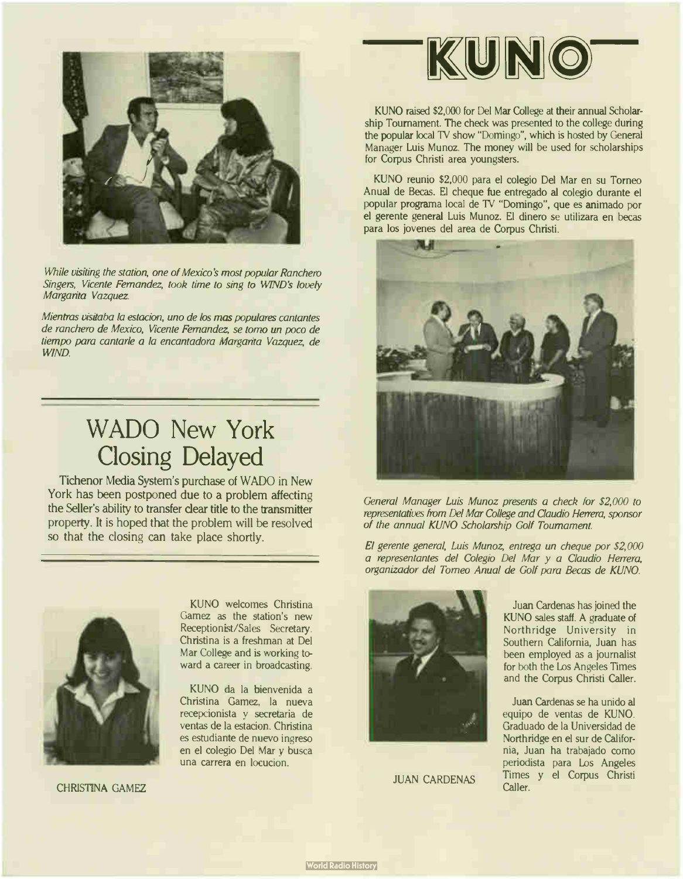While visiting the station, one of Mexico's most popular Ranchero Singers, Vicente Fernandez, took time to sing to WIND's lovely Margarita Vazquez.

*Mientras visitaba la estacion, uno de los mas populares cantantes de ranchero de Mexico, Vicente Fernandez, se tomo un poco de tiempo para cantarle a la encantadora Margarita Vazquez, de WIND.*

# WADO New York Closing Delayed

Tichenor Media System's purchase of WADO in New York has been postponed due to a problem affecting the Seller's ability to transfer clear title to the transmitter property. It is hoped that the problem will be resolved so that the closing can take place shortly.

KUNO welcomes Christina Gamez as the station's new Receptionist/Sales Secretary. Christina is a freshman at Del Mar College and is working toward a career in broadcasting.

KUNO da la bienvenida a Christina Gamez, la nueva recepcionista y secretaria de ventas de la estacion. Christina es estudiante de nuevo ingreso en el colegio Del Mar y busca una carrera en locucion.

CHRISTINA GAMEZ

# KUNO

KUNO raised $2,000 for Del Mar College at their annual Scholarship Tournament. The check was presented to the college during the popular local TV show "Domingo", which is hosted by General Manager Luis Munoz. The money will be used for scholarships for Corpus Christi area youngsters.

KUNO reunio $2,000 para el colegio Del Mar en su Torneo Anual de Becas. El cheque fue entregado al colegio durante el popular programa local de TV "Domingo", que es animado por el gerente general Luis Munoz. El dinero se utilizara en becas para los jovenes del area de Corpus Christi.

*General Manager Luis Munoz presents a check for $2,000 to representatives from Del Mar College and Claudio Herrera, sponsor of the annual KUNO Scholarship Golf Tournament.*

*El gerente general, Luis Munoz, entrega un cheque por $2,000 a representantes del Colegio Del Mar y a Claudio Herrera, organizador del Torneo Anual de Golf para Becas de KUNO.*

Juan Cardenas has joined the KUNO sales staff. A graduate of Northridge University in Southern California, Juan has been employed as a journalist for both the Los Angeles Times and the Corpus Christi Caller.

Juan Cardenas se ha unido al equipo de ventas de KUNO. Graduado de la Universidad de Northridge en el sur de California, Juan ha trabajado como periodista para Los Angeles Times y el Corpus Christi Caller.

JUAN CARDENAS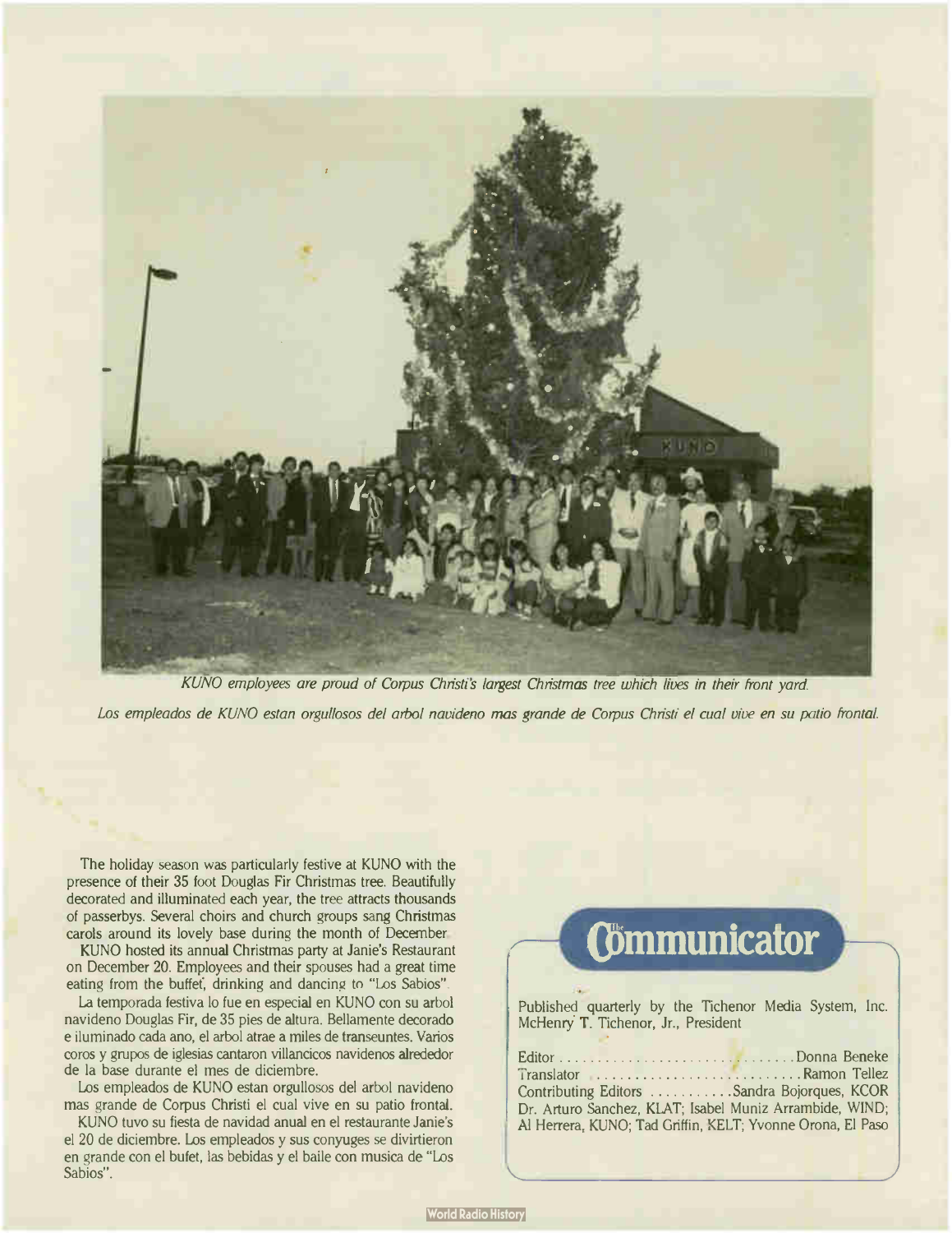*KUNO employees are proud of Corpus Christi's largest Christmas tree which lives in their front yard.*

*Los empleados de KUNO estan orgullosos del arbol navideno mas grande de Corpus Christi el cual vive en su patio frontal.*

The holiday season was particularly festive at KUNO with the presence of their 35 foot Douglas Fir Christmas tree. Beautifully decorated and illuminated each year, the tree attracts thousands of passerbys. Several choirs and church groups sang Christmas carols around its lovely base during the month of December.

KUNO hosted its annual Christmas party at Janie's Restaurant on December 20. Employees and their spouses had a great time eating from the buffet, drinking and dancing to "Los Sabios".

La temporada festiva lo fue en especial en KUNO con su arbol navideno Douglas Fir, de 35 pies de altura. Bellamente decorado e iluminado cada ano, el arbol atrae a miles de transeuntes. Varios coros y grupos de iglesias cantaron villancicos navidenos alrededor de la base durante el mes de diciembre.

Los empleados de KUNO estan orgullosos del arbol navideno mas grande de Corpus Christi el cual vive en su patio frontal.

KUNO tuvo su fiesta de navidad anual en el restaurante Janie's el 20 de diciembre. Los empleados y sus conyuges se divirtieron en grande con el bufet, las bebidas y el baile con musica de "Los Sabios".

# The Communicator

Published quarterly by the Tichenor Media System, Inc.
McHenry T. Tichenor, Jr., President

Editor . . . . . . . . . . . . . . . . . . . . . . . . . . . . . . . Donna Beneke
Translator . . . . . . . . . . . . . . . . . . . . . . . . . . . Ramon Tellez
Contributing Editors . . . . . . . . . . . Sandra Bojorques, KCOR
Dr. Arturo Sanchez, KLAT; Isabel Muniz Arrambide, WIND;
Al Herrera, KUNO; Tad Griffin, KELT; Yvonne Orona, El Paso